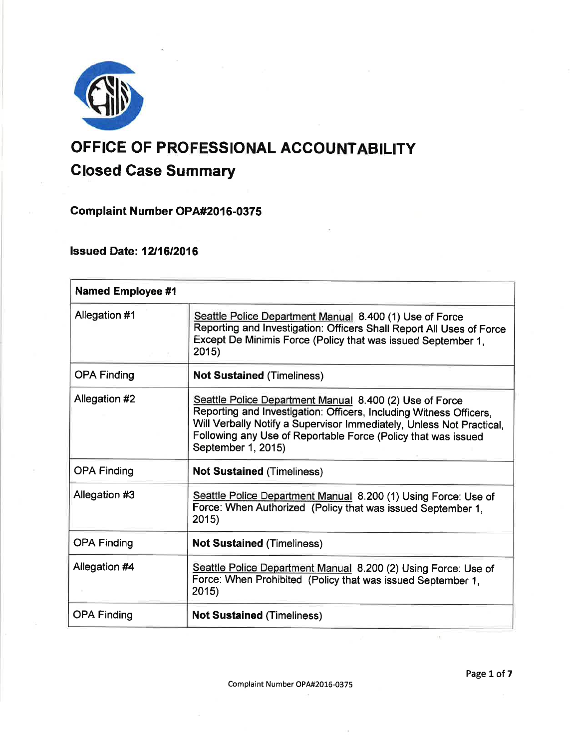# OFFICE OF PROFESSIONAL ACCOUNTABILITY

## Closed Case Summary

### Complaint Number OPA#2016-0375

### Issued Date: 12/16/2016

| Named Employee #1 | |
|---|---|
| Allegation #1 | Seattle Police Department Manual 8.400 (1) Use of Force Reporting and Investigation: Officers Shall Report All Uses of Force Except De Minimis Force (Policy that was issued September 1, 2015) |
| OPA Finding | **Not Sustained** (Timeliness) |
| Allegation #2 | Seattle Police Department Manual 8.400 (2) Use of Force Reporting and Investigation: Officers, Including Witness Officers, Will Verbally Notify a Supervisor Immediately, Unless Not Practical, Following any Use of Reportable Force (Policy that was issued September 1, 2015) |
| OPA Finding | **Not Sustained** (Timeliness) |
| Allegation #3 | Seattle Police Department Manual 8.200 (1) Using Force: Use of Force: When Authorized (Policy that was issued September 1, 2015) |
| OPA Finding | **Not Sustained** (Timeliness) |
| Allegation #4 | Seattle Police Department Manual 8.200 (2) Using Force: Use of Force: When Prohibited (Policy that was issued September 1, 2015) |
| OPA Finding | **Not Sustained** (Timeliness) |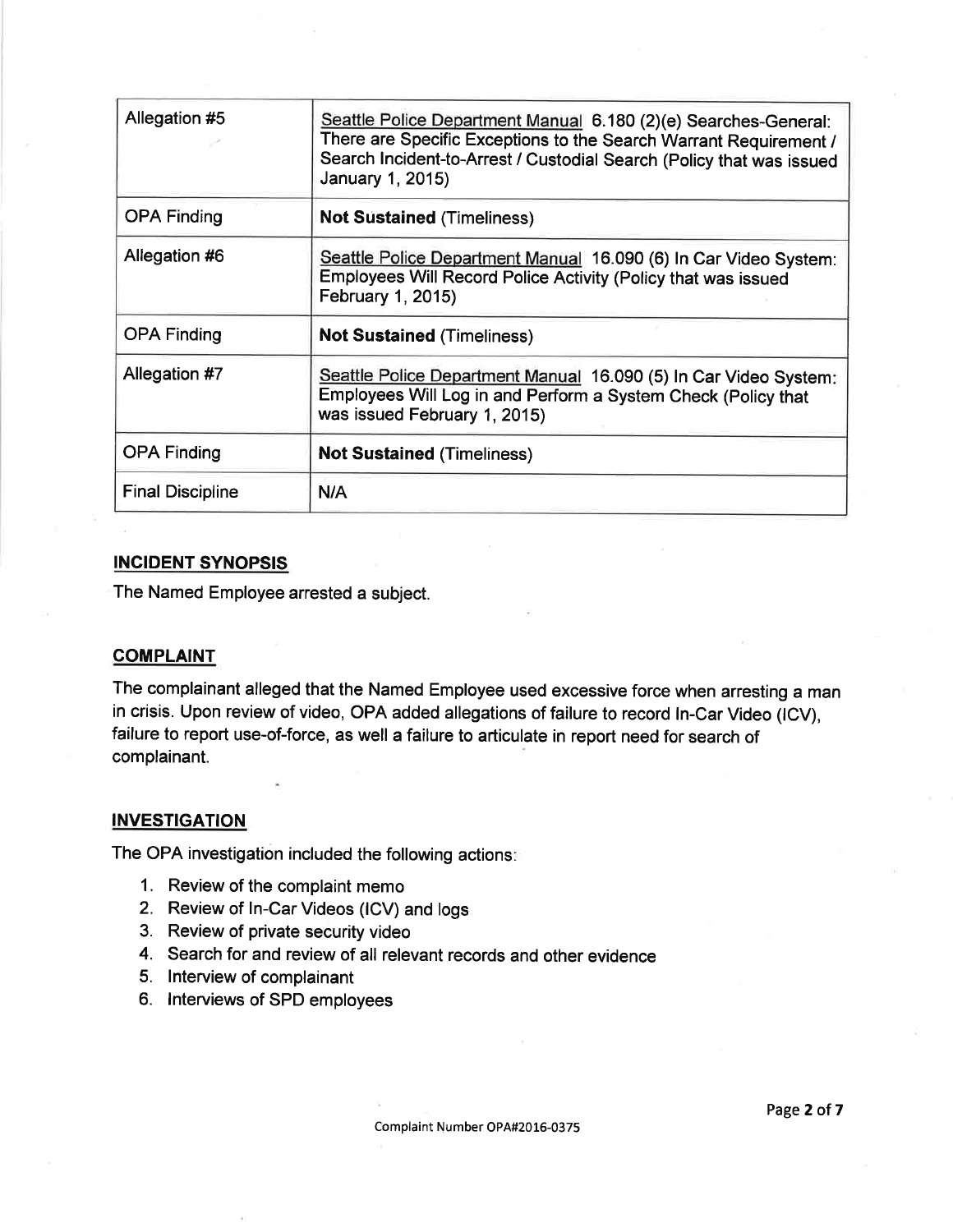| | |
|---|---|
| Allegation #5 | Seattle Police Department Manual 6.180 (2)(e) Searches-General: There are Specific Exceptions to the Search Warrant Requirement / Search Incident-to-Arrest / Custodial Search (Policy that was issued January 1, 2015) |
| OPA Finding | **Not Sustained** (Timeliness) |
| Allegation #6 | Seattle Police Department Manual 16.090 (6) In Car Video System: Employees Will Record Police Activity (Policy that was issued February 1, 2015) |
| OPA Finding | **Not Sustained** (Timeliness) |
| Allegation #7 | Seattle Police Department Manual 16.090 (5) In Car Video System: Employees Will Log in and Perform a System Check (Policy that was issued February 1, 2015) |
| OPA Finding | **Not Sustained** (Timeliness) |
| Final Discipline | N/A |

## INCIDENT SYNOPSIS

The Named Employee arrested a subject.

## COMPLAINT

The complainant alleged that the Named Employee used excessive force when arresting a man in crisis. Upon review of video, OPA added allegations of failure to record In-Car Video (ICV), failure to report use-of-force, as well a failure to articulate in report need for search of complainant.

## INVESTIGATION

The OPA investigation included the following actions:

1. Review of the complaint memo
2. Review of In-Car Videos (ICV) and logs
3. Review of private security video
4. Search for and review of all relevant records and other evidence
5. Interview of complainant
6. Interviews of SPD employees

Complaint Number OPA#2016-0375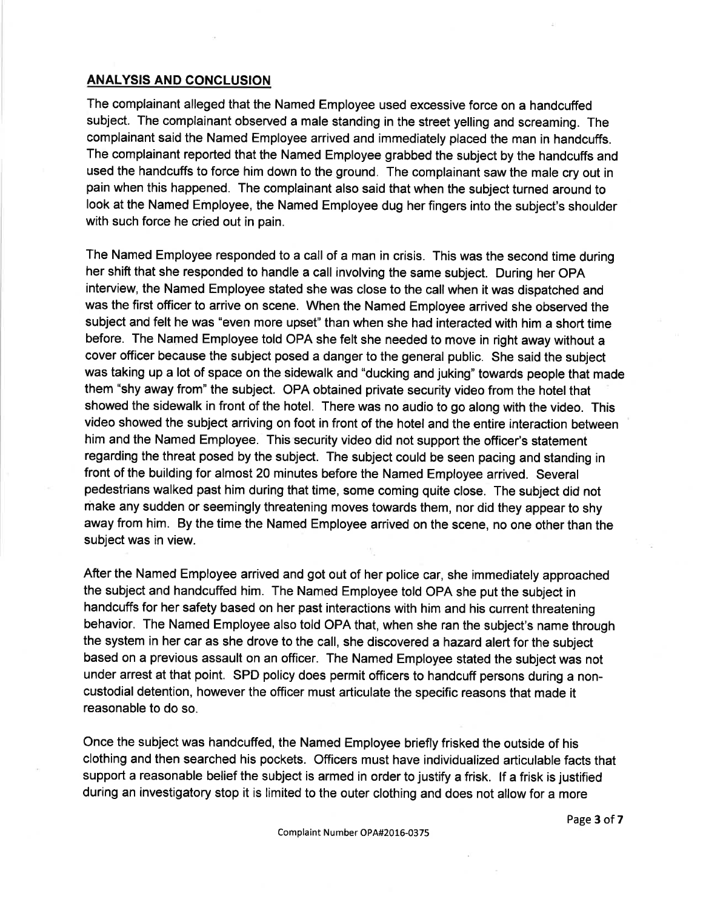## ANALYSIS AND CONCLUSION

The complainant alleged that the Named Employee used excessive force on a handcuffed subject. The complainant observed a male standing in the street yelling and screaming. The complainant said the Named Employee arrived and immediately placed the man in handcuffs. The complainant reported that the Named Employee grabbed the subject by the handcuffs and used the handcuffs to force him down to the ground. The complainant saw the male cry out in pain when this happened. The complainant also said that when the subject turned around to look at the Named Employee, the Named Employee dug her fingers into the subject's shoulder with such force he cried out in pain.

The Named Employee responded to a call of a man in crisis. This was the second time during her shift that she responded to handle a call involving the same subject. During her OPA interview, the Named Employee stated she was close to the call when it was dispatched and was the first officer to arrive on scene. When the Named Employee arrived she observed the subject and felt he was "even more upset" than when she had interacted with him a short time before. The Named Employee told OPA she felt she needed to move in right away without a cover officer because the subject posed a danger to the general public. She said the subject was taking up a lot of space on the sidewalk and "ducking and juking" towards people that made them "shy away from" the subject. OPA obtained private security video from the hotel that showed the sidewalk in front of the hotel. There was no audio to go along with the video. This video showed the subject arriving on foot in front of the hotel and the entire interaction between him and the Named Employee. This security video did not support the officer's statement regarding the threat posed by the subject. The subject could be seen pacing and standing in front of the building for almost 20 minutes before the Named Employee arrived. Several pedestrians walked past him during that time, some coming quite close. The subject did not make any sudden or seemingly threatening moves towards them, nor did they appear to shy away from him. By the time the Named Employee arrived on the scene, no one other than the subject was in view.

After the Named Employee arrived and got out of her police car, she immediately approached the subject and handcuffed him. The Named Employee told OPA she put the subject in handcuffs for her safety based on her past interactions with him and his current threatening behavior. The Named Employee also told OPA that, when she ran the subject's name through the system in her car as she drove to the call, she discovered a hazard alert for the subject based on a previous assault on an officer. The Named Employee stated the subject was not under arrest at that point. SPD policy does permit officers to handcuff persons during a non-custodial detention, however the officer must articulate the specific reasons that made it reasonable to do so.

Once the subject was handcuffed, the Named Employee briefly frisked the outside of his clothing and then searched his pockets. Officers must have individualized articulable facts that support a reasonable belief the subject is armed in order to justify a frisk. If a frisk is justified during an investigatory stop it is limited to the outer clothing and does not allow for a more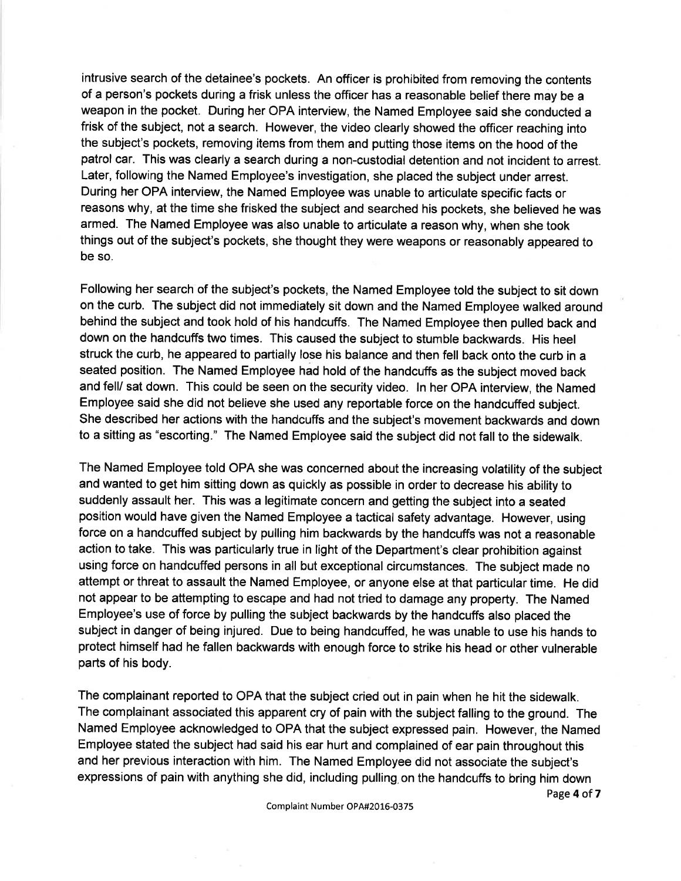intrusive search of the detainee's pockets. An officer is prohibited from removing the contents of a person's pockets during a frisk unless the officer has a reasonable belief there may be a weapon in the pocket. During her OPA interview, the Named Employee said she conducted a frisk of the subject, not a search. However, the video clearly showed the officer reaching into the subject's pockets, removing items from them and putting those items on the hood of the patrol car. This was clearly a search during a non-custodial detention and not incident to arrest. Later, following the Named Employee's investigation, she placed the subject under arrest. During her OPA interview, the Named Employee was unable to articulate specific facts or reasons why, at the time she frisked the subject and searched his pockets, she believed he was armed. The Named Employee was also unable to articulate a reason why, when she took things out of the subject's pockets, she thought they were weapons or reasonably appeared to be so.

Following her search of the subject's pockets, the Named Employee told the subject to sit down on the curb. The subject did not immediately sit down and the Named Employee walked around behind the subject and took hold of his handcuffs. The Named Employee then pulled back and down on the handcuffs two times. This caused the subject to stumble backwards. His heel struck the curb, he appeared to partially lose his balance and then fell back onto the curb in a seated position. The Named Employee had hold of the handcuffs as the subject moved back and fell/ sat down. This could be seen on the security video. In her OPA interview, the Named Employee said she did not believe she used any reportable force on the handcuffed subject. She described her actions with the handcuffs and the subject's movement backwards and down to a sitting as "escorting." The Named Employee said the subject did not fall to the sidewalk.

The Named Employee told OPA she was concerned about the increasing volatility of the subject and wanted to get him sitting down as quickly as possible in order to decrease his ability to suddenly assault her. This was a legitimate concern and getting the subject into a seated position would have given the Named Employee a tactical safety advantage. However, using force on a handcuffed subject by pulling him backwards by the handcuffs was not a reasonable action to take. This was particularly true in light of the Department's clear prohibition against using force on handcuffed persons in all but exceptional circumstances. The subject made no attempt or threat to assault the Named Employee, or anyone else at that particular time. He did not appear to be attempting to escape and had not tried to damage any property. The Named Employee's use of force by pulling the subject backwards by the handcuffs also placed the subject in danger of being injured. Due to being handcuffed, he was unable to use his hands to protect himself had he fallen backwards with enough force to strike his head or other vulnerable parts of his body.

The complainant reported to OPA that the subject cried out in pain when he hit the sidewalk. The complainant associated this apparent cry of pain with the subject falling to the ground. The Named Employee acknowledged to OPA that the subject expressed pain. However, the Named Employee stated the subject had said his ear hurt and complained of ear pain throughout this and her previous interaction with him. The Named Employee did not associate the subject's expressions of pain with anything she did, including pulling on the handcuffs to bring him down

Complaint Number OPA#2016-0375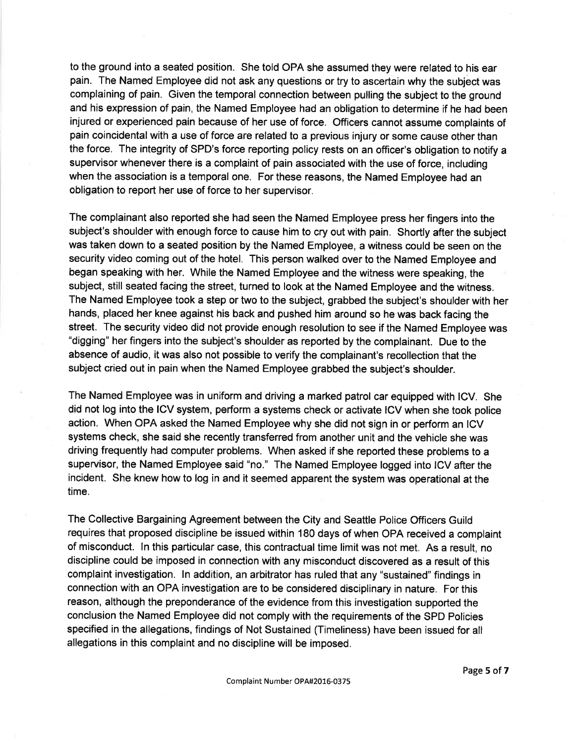to the ground into a seated position. She told OPA she assumed they were related to his ear pain. The Named Employee did not ask any questions or try to ascertain why the subject was complaining of pain. Given the temporal connection between pulling the subject to the ground and his expression of pain, the Named Employee had an obligation to determine if he had been injured or experienced pain because of her use of force. Officers cannot assume complaints of pain coincidental with a use of force are related to a previous injury or some cause other than the force. The integrity of SPD's force reporting policy rests on an officer's obligation to notify a supervisor whenever there is a complaint of pain associated with the use of force, including when the association is a temporal one. For these reasons, the Named Employee had an obligation to report her use of force to her supervisor.

The complainant also reported she had seen the Named Employee press her fingers into the subject's shoulder with enough force to cause him to cry out with pain. Shortly after the subject was taken down to a seated position by the Named Employee, a witness could be seen on the security video coming out of the hotel. This person walked over to the Named Employee and began speaking with her. While the Named Employee and the witness were speaking, the subject, still seated facing the street, turned to look at the Named Employee and the witness. The Named Employee took a step or two to the subject, grabbed the subject's shoulder with her hands, placed her knee against his back and pushed him around so he was back facing the street. The security video did not provide enough resolution to see if the Named Employee was "digging" her fingers into the subject's shoulder as reported by the complainant. Due to the absence of audio, it was also not possible to verify the complainant's recollection that the subject cried out in pain when the Named Employee grabbed the subject's shoulder.

The Named Employee was in uniform and driving a marked patrol car equipped with ICV. She did not log into the ICV system, perform a systems check or activate ICV when she took police action. When OPA asked the Named Employee why she did not sign in or perform an ICV systems check, she said she recently transferred from another unit and the vehicle she was driving frequently had computer problems. When asked if she reported these problems to a supervisor, the Named Employee said "no." The Named Employee logged into ICV after the incident. She knew how to log in and it seemed apparent the system was operational at the time.

The Collective Bargaining Agreement between the City and Seattle Police Officers Guild requires that proposed discipline be issued within 180 days of when OPA received a complaint of misconduct. In this particular case, this contractual time limit was not met. As a result, no discipline could be imposed in connection with any misconduct discovered as a result of this complaint investigation. In addition, an arbitrator has ruled that any "sustained" findings in connection with an OPA investigation are to be considered disciplinary in nature. For this reason, although the preponderance of the evidence from this investigation supported the conclusion the Named Employee did not comply with the requirements of the SPD Policies specified in the allegations, findings of Not Sustained (Timeliness) have been issued for all allegations in this complaint and no discipline will be imposed.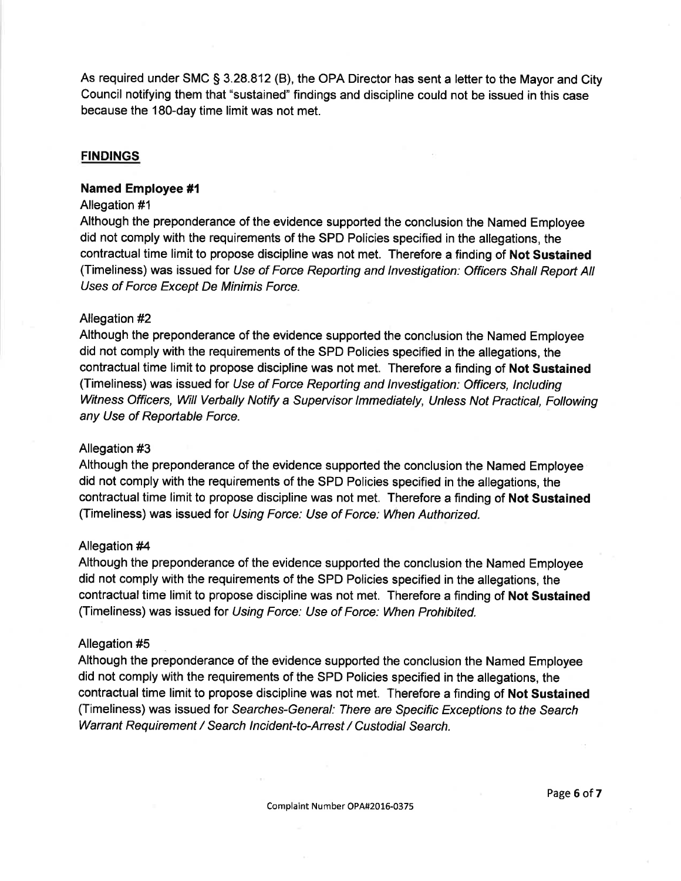As required under SMC § 3.28.812 (B), the OPA Director has sent a letter to the Mayor and City Council notifying them that "sustained" findings and discipline could not be issued in this case because the 180-day time limit was not met.

## FINDINGS

### Named Employee #1

Allegation #1

Although the preponderance of the evidence supported the conclusion the Named Employee did not comply with the requirements of the SPD Policies specified in the allegations, the contractual time limit to propose discipline was not met. Therefore a finding of **Not Sustained** (Timeliness) was issued for *Use of Force Reporting and Investigation: Officers Shall Report All Uses of Force Except De Minimis Force.*

Allegation #2

Although the preponderance of the evidence supported the conclusion the Named Employee did not comply with the requirements of the SPD Policies specified in the allegations, the contractual time limit to propose discipline was not met. Therefore a finding of **Not Sustained** (Timeliness) was issued for *Use of Force Reporting and Investigation: Officers, Including Witness Officers, Will Verbally Notify a Supervisor Immediately, Unless Not Practical, Following any Use of Reportable Force.*

Allegation #3

Although the preponderance of the evidence supported the conclusion the Named Employee did not comply with the requirements of the SPD Policies specified in the allegations, the contractual time limit to propose discipline was not met. Therefore a finding of **Not Sustained** (Timeliness) was issued for *Using Force: Use of Force: When Authorized.*

Allegation #4

Although the preponderance of the evidence supported the conclusion the Named Employee did not comply with the requirements of the SPD Policies specified in the allegations, the contractual time limit to propose discipline was not met. Therefore a finding of **Not Sustained** (Timeliness) was issued for *Using Force: Use of Force: When Prohibited.*

Allegation #5

Although the preponderance of the evidence supported the conclusion the Named Employee did not comply with the requirements of the SPD Policies specified in the allegations, the contractual time limit to propose discipline was not met. Therefore a finding of **Not Sustained** (Timeliness) was issued for *Searches-General: There are Specific Exceptions to the Search Warrant Requirement / Search Incident-to-Arrest / Custodial Search.*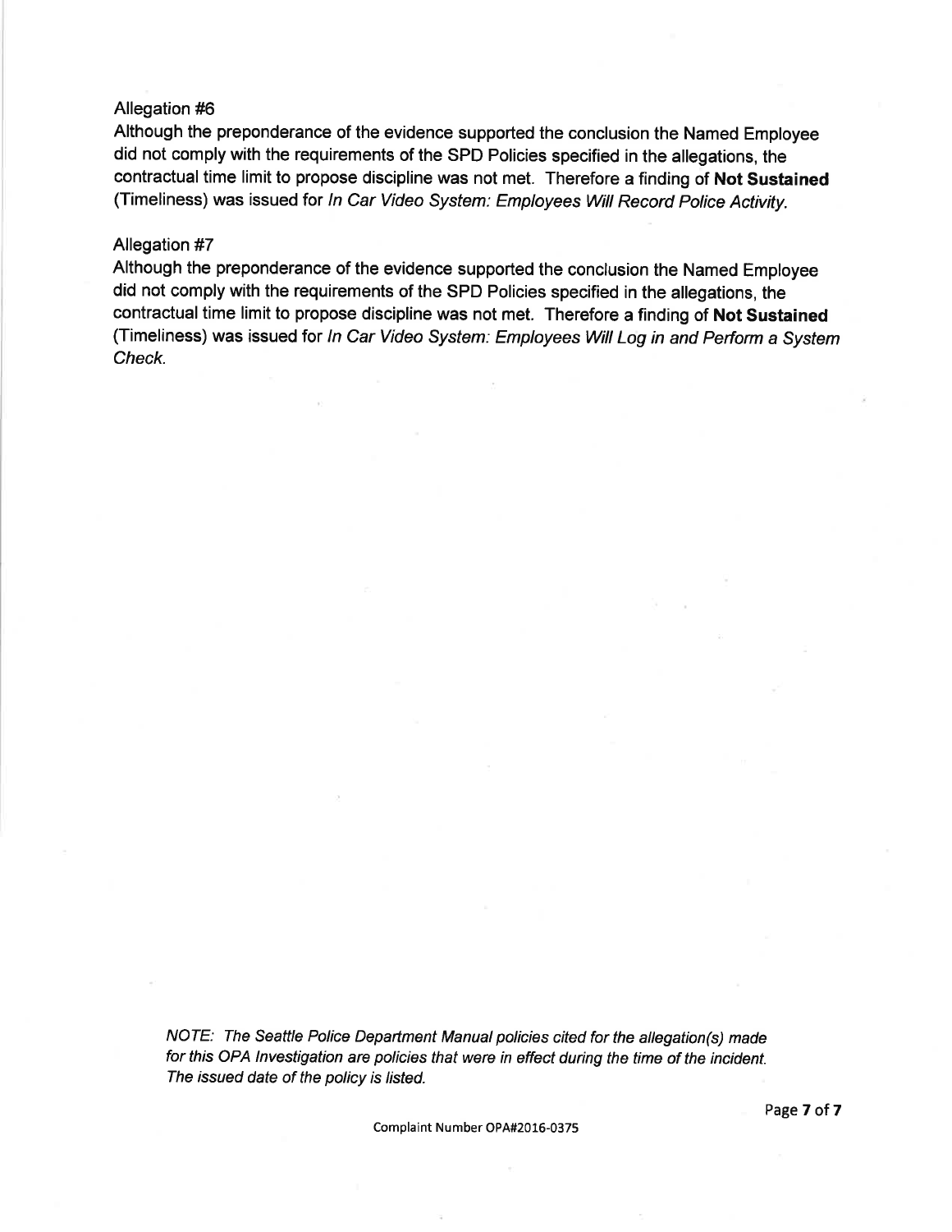Allegation #6

Although the preponderance of the evidence supported the conclusion the Named Employee did not comply with the requirements of the SPD Policies specified in the allegations, the contractual time limit to propose discipline was not met. Therefore a finding of **Not Sustained** (Timeliness) was issued for *In Car Video System: Employees Will Record Police Activity.*

Allegation #7

Although the preponderance of the evidence supported the conclusion the Named Employee did not comply with the requirements of the SPD Policies specified in the allegations, the contractual time limit to propose discipline was not met. Therefore a finding of **Not Sustained** (Timeliness) was issued for *In Car Video System: Employees Will Log in and Perform a System Check.*

*NOTE: The Seattle Police Department Manual policies cited for the allegation(s) made for this OPA Investigation are policies that were in effect during the time of the incident. The issued date of the policy is listed.*

Complaint Number OPA#2016-0375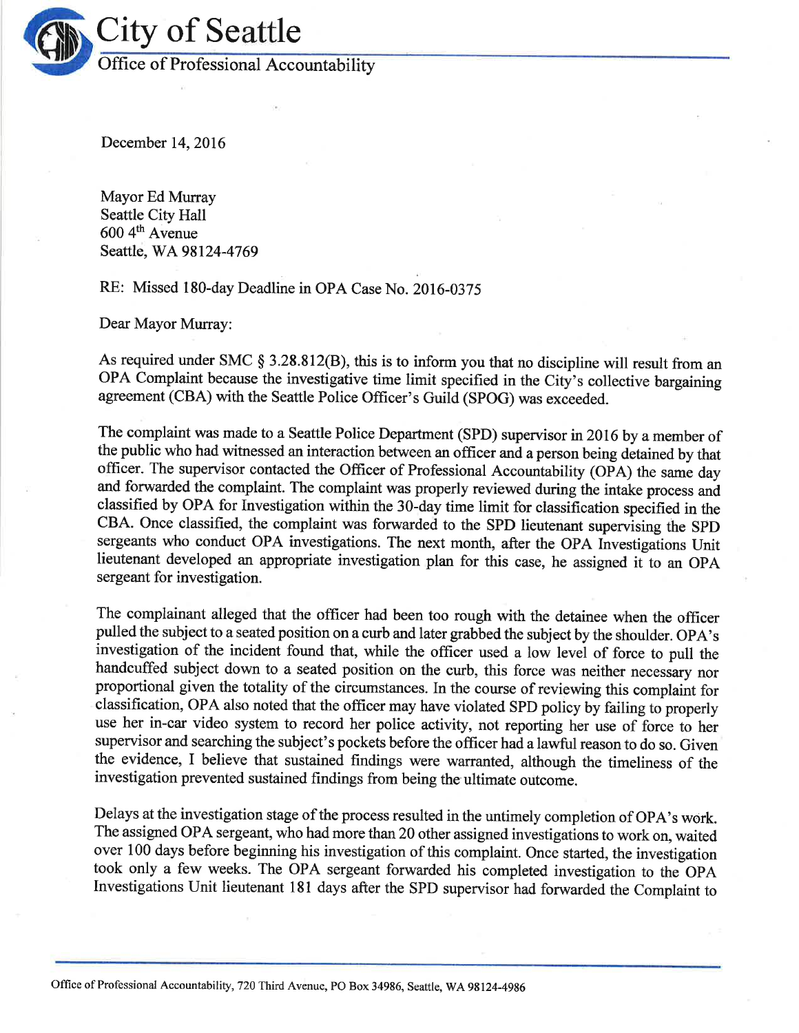# City of Seattle

## Office of Professional Accountability

December 14, 2016

Mayor Ed Murray
Seattle City Hall
600 4th Avenue
Seattle, WA 98124-4769

RE: Missed 180-day Deadline in OPA Case No. 2016-0375

Dear Mayor Murray:

As required under SMC § 3.28.812(B), this is to inform you that no discipline will result from an OPA Complaint because the investigative time limit specified in the City's collective bargaining agreement (CBA) with the Seattle Police Officer's Guild (SPOG) was exceeded.

The complaint was made to a Seattle Police Department (SPD) supervisor in 2016 by a member of the public who had witnessed an interaction between an officer and a person being detained by that officer. The supervisor contacted the Officer of Professional Accountability (OPA) the same day and forwarded the complaint. The complaint was properly reviewed during the intake process and classified by OPA for Investigation within the 30-day time limit for classification specified in the CBA. Once classified, the complaint was forwarded to the SPD lieutenant supervising the SPD sergeants who conduct OPA investigations. The next month, after the OPA Investigations Unit lieutenant developed an appropriate investigation plan for this case, he assigned it to an OPA sergeant for investigation.

The complainant alleged that the officer had been too rough with the detainee when the officer pulled the subject to a seated position on a curb and later grabbed the subject by the shoulder. OPA's investigation of the incident found that, while the officer used a low level of force to pull the handcuffed subject down to a seated position on the curb, this force was neither necessary nor proportional given the totality of the circumstances. In the course of reviewing this complaint for classification, OPA also noted that the officer may have violated SPD policy by failing to properly use her in-car video system to record her police activity, not reporting her use of force to her supervisor and searching the subject's pockets before the officer had a lawful reason to do so. Given the evidence, I believe that sustained findings were warranted, although the timeliness of the investigation prevented sustained findings from being the ultimate outcome.

Delays at the investigation stage of the process resulted in the untimely completion of OPA's work. The assigned OPA sergeant, who had more than 20 other assigned investigations to work on, waited over 100 days before beginning his investigation of this complaint. Once started, the investigation took only a few weeks. The OPA sergeant forwarded his completed investigation to the OPA Investigations Unit lieutenant 181 days after the SPD supervisor had forwarded the Complaint to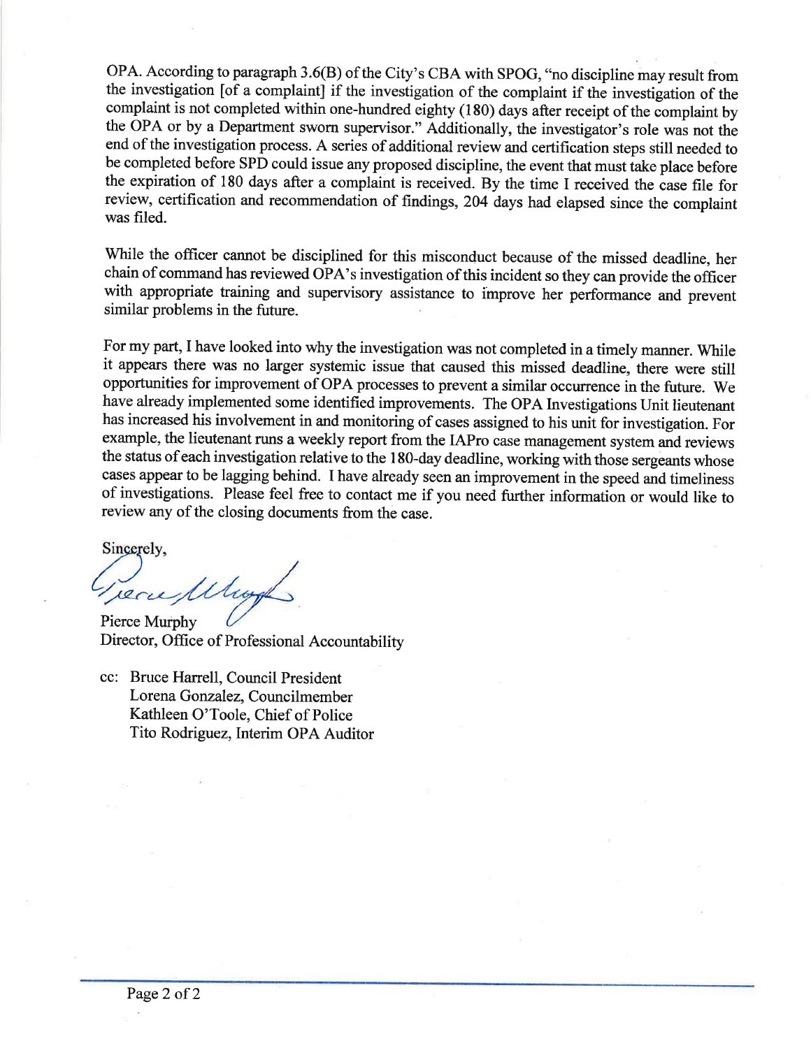OPA. According to paragraph 3.6(B) of the City's CBA with SPOG, "no discipline may result from the investigation [of a complaint] if the investigation of the complaint if the investigation of the complaint is not completed within one-hundred eighty (180) days after receipt of the complaint by the OPA or by a Department sworn supervisor." Additionally, the investigator's role was not the end of the investigation process. A series of additional review and certification steps still needed to be completed before SPD could issue any proposed discipline, the event that must take place before the expiration of 180 days after a complaint is received. By the time I received the case file for review, certification and recommendation of findings, 204 days had elapsed since the complaint was filed.

While the officer cannot be disciplined for this misconduct because of the missed deadline, her chain of command has reviewed OPA's investigation of this incident so they can provide the officer with appropriate training and supervisory assistance to improve her performance and prevent similar problems in the future.

For my part, I have looked into why the investigation was not completed in a timely manner. While it appears there was no larger systemic issue that caused this missed deadline, there were still opportunities for improvement of OPA processes to prevent a similar occurrence in the future. We have already implemented some identified improvements. The OPA Investigations Unit lieutenant has increased his involvement in and monitoring of cases assigned to his unit for investigation. For example, the lieutenant runs a weekly report from the IAPro case management system and reviews the status of each investigation relative to the 180-day deadline, working with those sergeants whose cases appear to be lagging behind. I have already seen an improvement in the speed and timeliness of investigations. Please feel free to contact me if you need further information or would like to review any of the closing documents from the case.

Sincerely,

Pierce Murphy
Director, Office of Professional Accountability

cc: Bruce Harrell, Council President
Lorena Gonzalez, Councilmember
Kathleen O'Toole, Chief of Police
Tito Rodriguez, Interim OPA Auditor